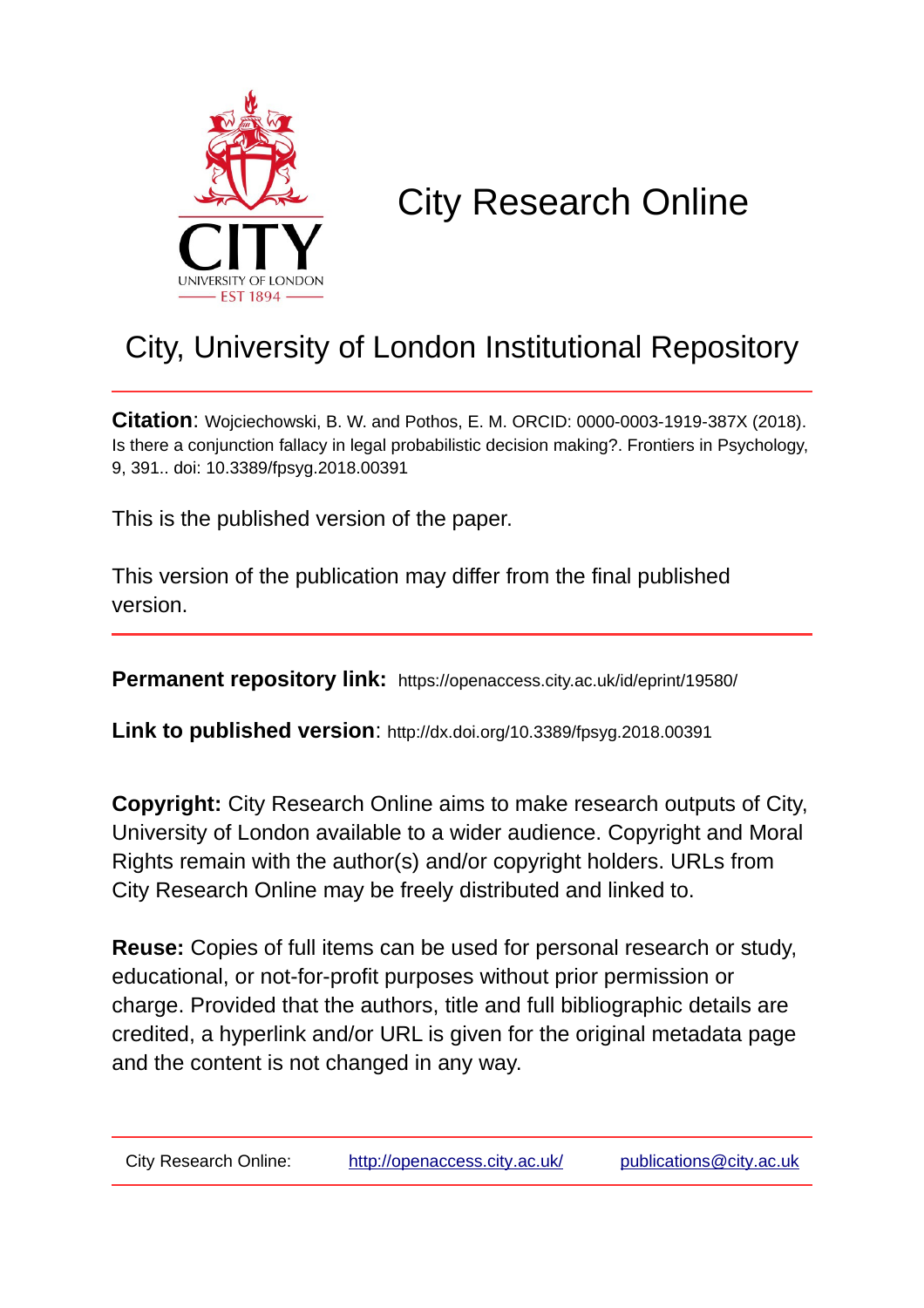# City Research Online

## City, University of London Institutional Repository

**Citation**: Wojciechowski, B. W. and Pothos, E. M. ORCID: 0000-0003-1919-387X (2018). Is there a conjunction fallacy in legal probabilistic decision making?. Frontiers in Psychology, 9, 391.. doi: 10.3389/fpsyg.2018.00391

This is the published version of the paper.

This version of the publication may differ from the final published version.

**Permanent repository link:** https://openaccess.city.ac.uk/id/eprint/19580/

**Link to published version**: http://dx.doi.org/10.3389/fpsyg.2018.00391

**Copyright:** City Research Online aims to make research outputs of City, University of London available to a wider audience. Copyright and Moral Rights remain with the author(s) and/or copyright holders. URLs from City Research Online may be freely distributed and linked to.

**Reuse:** Copies of full items can be used for personal research or study, educational, or not-for-profit purposes without prior permission or charge. Provided that the authors, title and full bibliographic details are credited, a hyperlink and/or URL is given for the original metadata page and the content is not changed in any way.

City Research Online: http://openaccess.city.ac.uk/ publications@city.ac.uk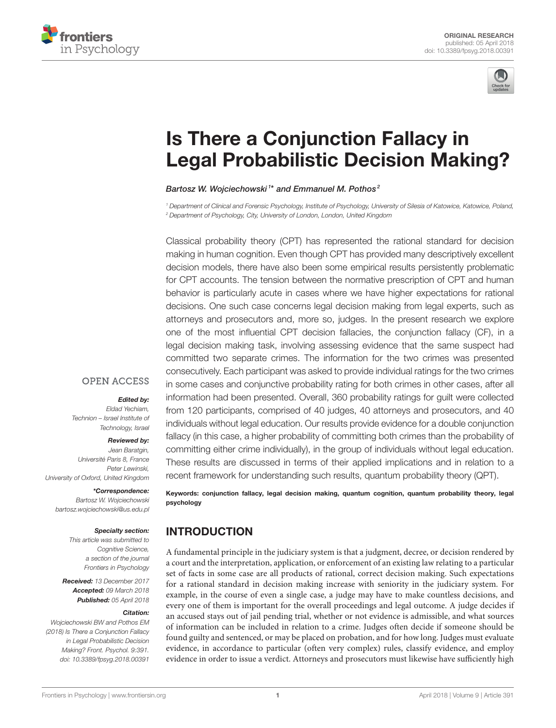# Is There a Conjunction Fallacy in Legal Probabilistic Decision Making?

*Bartosz W. Wojciechowski*[1]* *and Emmanuel M. Pothos*[2]

[1] Department of Clinical and Forensic Psychology, Institute of Psychology, University of Silesia of Katowice, Katowice, Poland,
[2] Department of Psychology, City, University of London, London, United Kingdom

OPEN ACCESS

***Edited by:***
Eldad Yechiam,
Technion – Israel Institute of Technology, Israel

***Reviewed by:***
Jean Baratgin,
Université Paris 8, France
Peter Lewinski,
University of Oxford, United Kingdom

***\*Correspondence:***
Bartosz W. Wojciechowski
bartosz.wojciechowski@us.edu.pl

***Specialty section:***
This article was submitted to Cognitive Science, a section of the journal Frontiers in Psychology

***Received:*** 13 December 2017
***Accepted:*** 09 March 2018
***Published:*** 05 April 2018

***Citation:***
Wojciechowski BW and Pothos EM (2018) Is There a Conjunction Fallacy in Legal Probabilistic Decision Making? Front. Psychol. 9:391. doi: 10.3389/fpsyg.2018.00391

Classical probability theory (CPT) has represented the rational standard for decision making in human cognition. Even though CPT has provided many descriptively excellent decision models, there have also been some empirical results persistently problematic for CPT accounts. The tension between the normative prescription of CPT and human behavior is particularly acute in cases where we have higher expectations for rational decisions. One such case concerns legal decision making from legal experts, such as attorneys and prosecutors and, more so, judges. In the present research we explore one of the most influential CPT decision fallacies, the conjunction fallacy (CF), in a legal decision making task, involving assessing evidence that the same suspect had committed two separate crimes. The information for the two crimes was presented consecutively. Each participant was asked to provide individual ratings for the two crimes in some cases and conjunctive probability rating for both crimes in other cases, after all information had been presented. Overall, 360 probability ratings for guilt were collected from 120 participants, comprised of 40 judges, 40 attorneys and prosecutors, and 40 individuals without legal education. Our results provide evidence for a double conjunction fallacy (in this case, a higher probability of committing both crimes than the probability of committing either crime individually), in the group of individuals without legal education. These results are discussed in terms of their applied implications and in relation to a recent framework for understanding such results, quantum probability theory (QPT).

**Keywords:** conjunction fallacy, legal decision making, quantum cognition, quantum probability theory, legal psychology

## INTRODUCTION

A fundamental principle in the judiciary system is that a judgment, decree, or decision rendered by a court and the interpretation, application, or enforcement of an existing law relating to a particular set of facts in some case are all products of rational, correct decision making. Such expectations for a rational standard in decision making increase with seniority in the judiciary system. For example, in the course of even a single case, a judge may have to make countless decisions, and every one of them is important for the overall proceedings and legal outcome. A judge decides if an accused stays out of jail pending trial, whether or not evidence is admissible, and what sources of information can be included in relation to a crime. Judges often decide if someone should be found guilty and sentenced, or may be placed on probation, and for how long. Judges must evaluate evidence, in accordance to particular (often very complex) rules, classify evidence, and employ evidence in order to issue a verdict. Attorneys and prosecutors must likewise have sufficiently high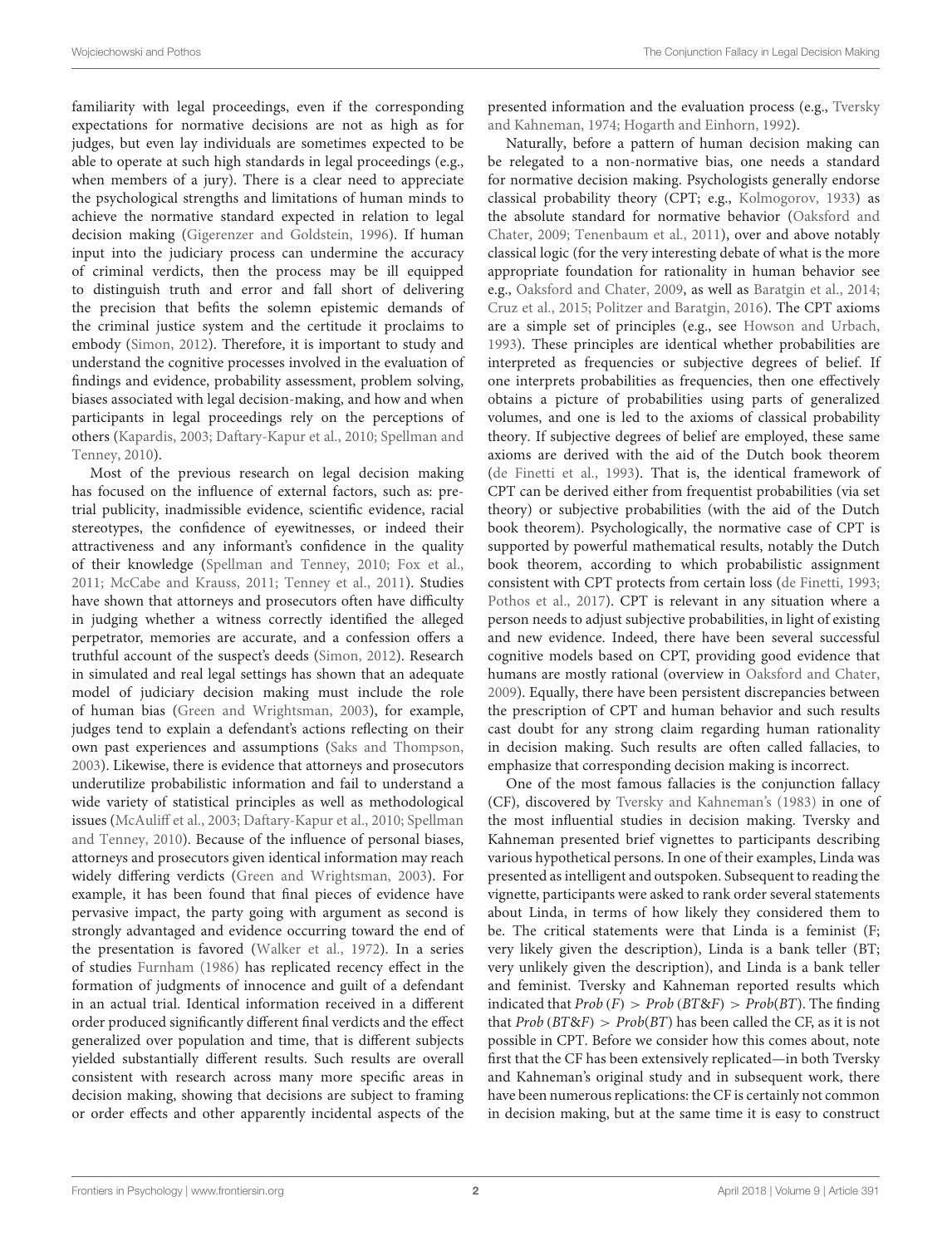familiarity with legal proceedings, even if the corresponding expectations for normative decisions are not as high as for judges, but even lay individuals are sometimes expected to be able to operate at such high standards in legal proceedings (e.g., when members of a jury). There is a clear need to appreciate the psychological strengths and limitations of human minds to achieve the normative standard expected in relation to legal decision making (Gigerenzer and Goldstein, 1996). If human input into the judiciary process can undermine the accuracy of criminal verdicts, then the process may be ill equipped to distinguish truth and error and fall short of delivering the precision that befits the solemn epistemic demands of the criminal justice system and the certitude it proclaims to embody (Simon, 2012). Therefore, it is important to study and understand the cognitive processes involved in the evaluation of findings and evidence, probability assessment, problem solving, biases associated with legal decision-making, and how and when participants in legal proceedings rely on the perceptions of others (Kapardis, 2003; Daftary-Kapur et al., 2010; Spellman and Tenney, 2010).

Most of the previous research on legal decision making has focused on the influence of external factors, such as: pre-trial publicity, inadmissible evidence, scientific evidence, racial stereotypes, the confidence of eyewitnesses, or indeed their attractiveness and any informant's confidence in the quality of their knowledge (Spellman and Tenney, 2010; Fox et al., 2011; McCabe and Krauss, 2011; Tenney et al., 2011). Studies have shown that attorneys and prosecutors often have difficulty in judging whether a witness correctly identified the alleged perpetrator, memories are accurate, and a confession offers a truthful account of the suspect's deeds (Simon, 2012). Research in simulated and real legal settings has shown that an adequate model of judiciary decision making must include the role of human bias (Green and Wrightsman, 2003), for example, judges tend to explain a defendant's actions reflecting on their own past experiences and assumptions (Saks and Thompson, 2003). Likewise, there is evidence that attorneys and prosecutors underutilize probabilistic information and fail to understand a wide variety of statistical principles as well as methodological issues (McAuliff et al., 2003; Daftary-Kapur et al., 2010; Spellman and Tenney, 2010). Because of the influence of personal biases, attorneys and prosecutors given identical information may reach widely differing verdicts (Green and Wrightsman, 2003). For example, it has been found that final pieces of evidence have pervasive impact, the party going with argument as second is strongly advantaged and evidence occurring toward the end of the presentation is favored (Walker et al., 1972). In a series of studies Furnham (1986) has replicated recency effect in the formation of judgments of innocence and guilt of a defendant in an actual trial. Identical information received in a different order produced significantly different final verdicts and the effect generalized over population and time, that is different subjects yielded substantially different results. Such results are overall consistent with research across many more specific areas in decision making, showing that decisions are subject to framing or order effects and other apparently incidental aspects of the presented information and the evaluation process (e.g., Tversky and Kahneman, 1974; Hogarth and Einhorn, 1992).

Naturally, before a pattern of human decision making can be relegated to a non-normative bias, one needs a standard for normative decision making. Psychologists generally endorse classical probability theory (CPT; e.g., Kolmogorov, 1933) as the absolute standard for normative behavior (Oaksford and Chater, 2009; Tenenbaum et al., 2011), over and above notably classical logic (for the very interesting debate of what is the more appropriate foundation for rationality in human behavior see e.g., Oaksford and Chater, 2009, as well as Baratgin et al., 2014; Cruz et al., 2015; Politzer and Baratgin, 2016). The CPT axioms are a simple set of principles (e.g., see Howson and Urbach, 1993). These principles are identical whether probabilities are interpreted as frequencies or subjective degrees of belief. If one interprets probabilities as frequencies, then one effectively obtains a picture of probabilities using parts of generalized volumes, and one is led to the axioms of classical probability theory. If subjective degrees of belief are employed, these same axioms are derived with the aid of the Dutch book theorem (de Finetti et al., 1993). That is, the identical framework of CPT can be derived either from frequentist probabilities (via set theory) or subjective probabilities (with the aid of the Dutch book theorem). Psychologically, the normative case of CPT is supported by powerful mathematical results, notably the Dutch book theorem, according to which probabilistic assignment consistent with CPT protects from certain loss (de Finetti, 1993; Pothos et al., 2017). CPT is relevant in any situation where a person needs to adjust subjective probabilities, in light of existing and new evidence. Indeed, there have been several successful cognitive models based on CPT, providing good evidence that humans are mostly rational (overview in Oaksford and Chater, 2009). Equally, there have been persistent discrepancies between the prescription of CPT and human behavior and such results cast doubt for any strong claim regarding human rationality in decision making. Such results are often called fallacies, to emphasize that corresponding decision making is incorrect.

One of the most famous fallacies is the conjunction fallacy (CF), discovered by Tversky and Kahneman's (1983) in one of the most influential studies in decision making. Tversky and Kahneman presented brief vignettes to participants describing various hypothetical persons. In one of their examples, Linda was presented as intelligent and outspoken. Subsequent to reading the vignette, participants were asked to rank order several statements about Linda, in terms of how likely they considered them to be. The critical statements were that Linda is a feminist (F; very likely given the description), Linda is a bank teller (BT; very unlikely given the description), and Linda is a bank teller and feminist. Tversky and Kahneman reported results which indicated that $Prob(F) > Prob(BT\&F) > Prob(BT)$. The finding that $Prob(BT\&F) > Prob(BT)$ has been called the CF, as it is not possible in CPT. Before we consider how this comes about, note first that the CF has been extensively replicated—in both Tversky and Kahneman's original study and in subsequent work, there have been numerous replications: the CF is certainly not common in decision making, but at the same time it is easy to construct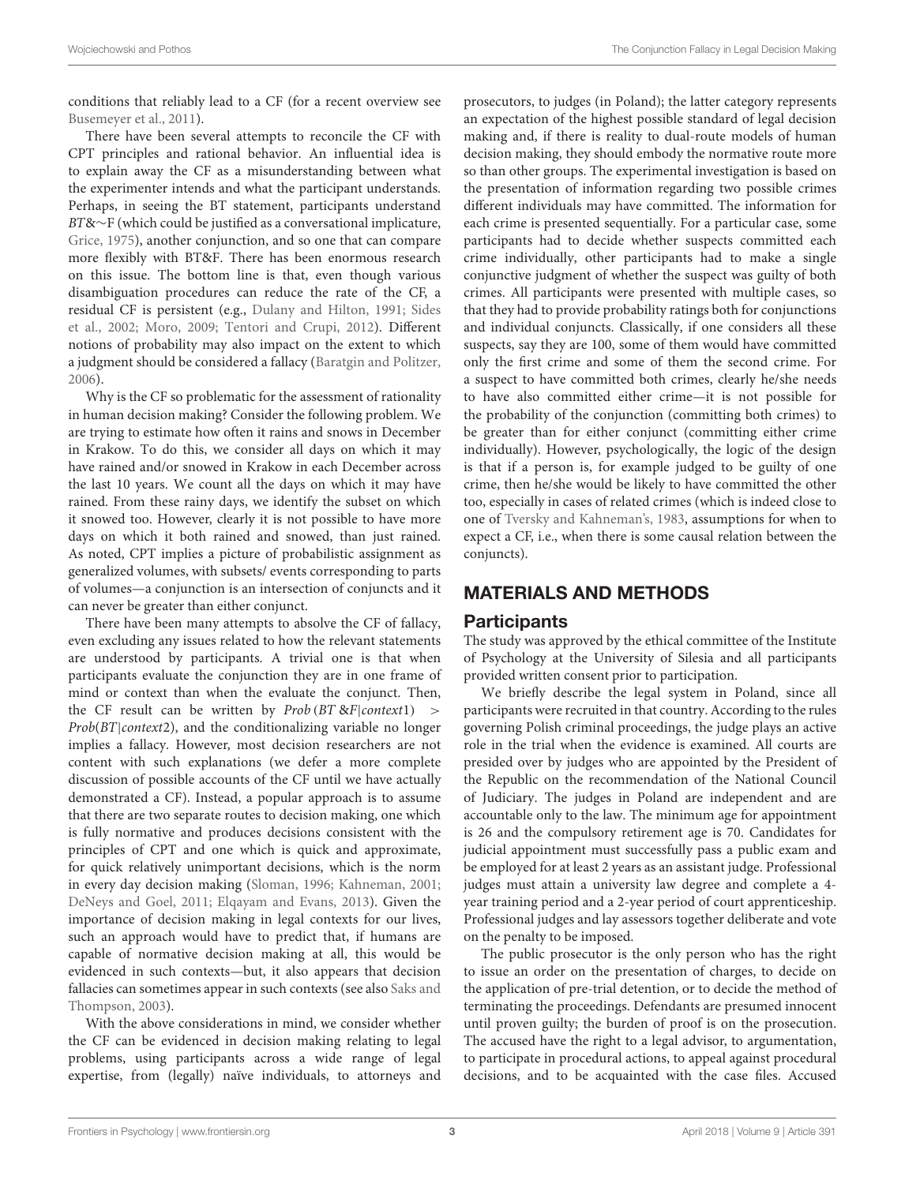conditions that reliably lead to a CF (for a recent overview see Busemeyer et al., 2011).

There have been several attempts to reconcile the CF with CPT principles and rational behavior. An influential idea is to explain away the CF as a misunderstanding between what the experimenter intends and what the participant understands. Perhaps, in seeing the BT statement, participants understand *BT*&∼F (which could be justified as a conversational implicature, Grice, 1975), another conjunction, and so one that can compare more flexibly with BT&F. There has been enormous research on this issue. The bottom line is that, even though various disambiguation procedures can reduce the rate of the CF, a residual CF is persistent (e.g., Dulany and Hilton, 1991; Sides et al., 2002; Moro, 2009; Tentori and Crupi, 2012). Different notions of probability may also impact on the extent to which a judgment should be considered a fallacy (Baratgin and Politzer, 2006).

Why is the CF so problematic for the assessment of rationality in human decision making? Consider the following problem. We are trying to estimate how often it rains and snows in December in Krakow. To do this, we consider all days on which it may have rained and/or snowed in Krakow in each December across the last 10 years. We count all the days on which it may have rained. From these rainy days, we identify the subset on which it snowed too. However, clearly it is not possible to have more days on which it both rained and snowed, than just rained. As noted, CPT implies a picture of probabilistic assignment as generalized volumes, with subsets/ events corresponding to parts of volumes—a conjunction is an intersection of conjuncts and it can never be greater than either conjunct.

There have been many attempts to absolve the CF of fallacy, even excluding any issues related to how the relevant statements are understood by participants. A trivial one is that when participants evaluate the conjunction they are in one frame of mind or context than when the evaluate the conjunct. Then, the CF result can be written by $Prob(BT\,\&F|context1) > Prob(BT|context2)$, and the conditionalizing variable no longer implies a fallacy. However, most decision researchers are not content with such explanations (we defer a more complete discussion of possible accounts of the CF until we have actually demonstrated a CF). Instead, a popular approach is to assume that there are two separate routes to decision making, one which is fully normative and produces decisions consistent with the principles of CPT and one which is quick and approximate, for quick relatively unimportant decisions, which is the norm in every day decision making (Sloman, 1996; Kahneman, 2001; DeNeys and Goel, 2011; Elqayam and Evans, 2013). Given the importance of decision making in legal contexts for our lives, such an approach would have to predict that, if humans are capable of normative decision making at all, this would be evidenced in such contexts—but, it also appears that decision fallacies can sometimes appear in such contexts (see also Saks and Thompson, 2003).

With the above considerations in mind, we consider whether the CF can be evidenced in decision making relating to legal problems, using participants across a wide range of legal expertise, from (legally) naïve individuals, to attorneys and prosecutors, to judges (in Poland); the latter category represents an expectation of the highest possible standard of legal decision making and, if there is reality to dual-route models of human decision making, they should embody the normative route more so than other groups. The experimental investigation is based on the presentation of information regarding two possible crimes different individuals may have committed. The information for each crime is presented sequentially. For a particular case, some participants had to decide whether suspects committed each crime individually, other participants had to make a single conjunctive judgment of whether the suspect was guilty of both crimes. All participants were presented with multiple cases, so that they had to provide probability ratings both for conjunctions and individual conjuncts. Classically, if one considers all these suspects, say they are 100, some of them would have committed only the first crime and some of them the second crime. For a suspect to have committed both crimes, clearly he/she needs to have also committed either crime—it is not possible for the probability of the conjunction (committing both crimes) to be greater than for either conjunct (committing either crime individually). However, psychologically, the logic of the design is that if a person is, for example judged to be guilty of one crime, then he/she would be likely to have committed the other too, especially in cases of related crimes (which is indeed close to one of Tversky and Kahneman's, 1983, assumptions for when to expect a CF, i.e., when there is some causal relation between the conjuncts).

## MATERIALS AND METHODS

### Participants

The study was approved by the ethical committee of the Institute of Psychology at the University of Silesia and all participants provided written consent prior to participation.

We briefly describe the legal system in Poland, since all participants were recruited in that country. According to the rules governing Polish criminal proceedings, the judge plays an active role in the trial when the evidence is examined. All courts are presided over by judges who are appointed by the President of the Republic on the recommendation of the National Council of Judiciary. The judges in Poland are independent and are accountable only to the law. The minimum age for appointment is 26 and the compulsory retirement age is 70. Candidates for judicial appointment must successfully pass a public exam and be employed for at least 2 years as an assistant judge. Professional judges must attain a university law degree and complete a 4-year training period and a 2-year period of court apprenticeship. Professional judges and lay assessors together deliberate and vote on the penalty to be imposed.

The public prosecutor is the only person who has the right to issue an order on the presentation of charges, to decide on the application of pre-trial detention, or to decide the method of terminating the proceedings. Defendants are presumed innocent until proven guilty; the burden of proof is on the prosecution. The accused have the right to a legal advisor, to argumentation, to participate in procedural actions, to appeal against procedural decisions, and to be acquainted with the case files. Accused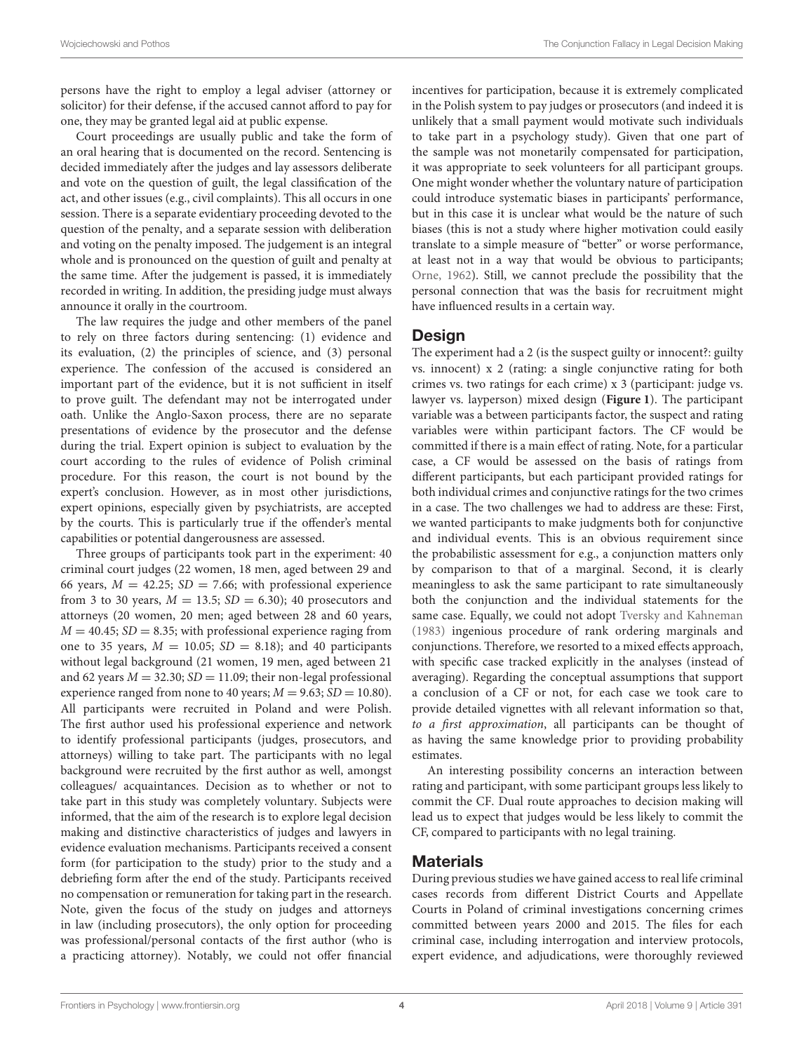persons have the right to employ a legal adviser (attorney or solicitor) for their defense, if the accused cannot afford to pay for one, they may be granted legal aid at public expense.

Court proceedings are usually public and take the form of an oral hearing that is documented on the record. Sentencing is decided immediately after the judges and lay assessors deliberate and vote on the question of guilt, the legal classification of the act, and other issues (e.g., civil complaints). This all occurs in one session. There is a separate evidentiary proceeding devoted to the question of the penalty, and a separate session with deliberation and voting on the penalty imposed. The judgement is an integral whole and is pronounced on the question of guilt and penalty at the same time. After the judgement is passed, it is immediately recorded in writing. In addition, the presiding judge must always announce it orally in the courtroom.

The law requires the judge and other members of the panel to rely on three factors during sentencing: (1) evidence and its evaluation, (2) the principles of science, and (3) personal experience. The confession of the accused is considered an important part of the evidence, but it is not sufficient in itself to prove guilt. The defendant may not be interrogated under oath. Unlike the Anglo-Saxon process, there are no separate presentations of evidence by the prosecutor and the defense during the trial. Expert opinion is subject to evaluation by the court according to the rules of evidence of Polish criminal procedure. For this reason, the court is not bound by the expert's conclusion. However, as in most other jurisdictions, expert opinions, especially given by psychiatrists, are accepted by the courts. This is particularly true if the offender's mental capabilities or potential dangerousness are assessed.

Three groups of participants took part in the experiment: 40 criminal court judges (22 women, 18 men, aged between 29 and 66 years, $M = 42.25$; $SD = 7.66$; with professional experience from 3 to 30 years, $M = 13.5$; $SD = 6.30$); 40 prosecutors and attorneys (20 women, 20 men; aged between 28 and 60 years, $M = 40.45$; $SD = 8.35$; with professional experience raging from one to 35 years, $M = 10.05$; $SD = 8.18$); and 40 participants without legal background (21 women, 19 men, aged between 21 and 62 years $M = 32.30$; $SD = 11.09$; their non-legal professional experience ranged from none to 40 years; $M = 9.63$; $SD = 10.80$). All participants were recruited in Poland and were Polish. The first author used his professional experience and network to identify professional participants (judges, prosecutors, and attorneys) willing to take part. The participants with no legal background were recruited by the first author as well, amongst colleagues/ acquaintances. Decision as to whether or not to take part in this study was completely voluntary. Subjects were informed, that the aim of the research is to explore legal decision making and distinctive characteristics of judges and lawyers in evidence evaluation mechanisms. Participants received a consent form (for participation to the study) prior to the study and a debriefing form after the end of the study. Participants received no compensation or remuneration for taking part in the research. Note, given the focus of the study on judges and attorneys in law (including prosecutors), the only option for proceeding was professional/personal contacts of the first author (who is a practicing attorney). Notably, we could not offer financial incentives for participation, because it is extremely complicated in the Polish system to pay judges or prosecutors (and indeed it is unlikely that a small payment would motivate such individuals to take part in a psychology study). Given that one part of the sample was not monetarily compensated for participation, it was appropriate to seek volunteers for all participant groups. One might wonder whether the voluntary nature of participation could introduce systematic biases in participants' performance, but in this case it is unclear what would be the nature of such biases (this is not a study where higher motivation could easily translate to a simple measure of "better" or worse performance, at least not in a way that would be obvious to participants; Orne, 1962). Still, we cannot preclude the possibility that the personal connection that was the basis for recruitment might have influenced results in a certain way.

## Design

The experiment had a 2 (is the suspect guilty or innocent?: guilty vs. innocent) x 2 (rating: a single conjunctive rating for both crimes vs. two ratings for each crime) x 3 (participant: judge vs. lawyer vs. layperson) mixed design (**Figure 1**). The participant variable was a between participants factor, the suspect and rating variables were within participant factors. The CF would be committed if there is a main effect of rating. Note, for a particular case, a CF would be assessed on the basis of ratings from different participants, but each participant provided ratings for both individual crimes and conjunctive ratings for the two crimes in a case. The two challenges we had to address are these: First, we wanted participants to make judgments both for conjunctive and individual events. This is an obvious requirement since the probabilistic assessment for e.g., a conjunction matters only by comparison to that of a marginal. Second, it is clearly meaningless to ask the same participant to rate simultaneously both the conjunction and the individual statements for the same case. Equally, we could not adopt Tversky and Kahneman (1983) ingenious procedure of rank ordering marginals and conjunctions. Therefore, we resorted to a mixed effects approach, with specific case tracked explicitly in the analyses (instead of averaging). Regarding the conceptual assumptions that support a conclusion of a CF or not, for each case we took care to provide detailed vignettes with all relevant information so that, *to a first approximation*, all participants can be thought of as having the same knowledge prior to providing probability estimates.

An interesting possibility concerns an interaction between rating and participant, with some participant groups less likely to commit the CF. Dual route approaches to decision making will lead us to expect that judges would be less likely to commit the CF, compared to participants with no legal training.

## Materials

During previous studies we have gained access to real life criminal cases records from different District Courts and Appellate Courts in Poland of criminal investigations concerning crimes committed between years 2000 and 2015. The files for each criminal case, including interrogation and interview protocols, expert evidence, and adjudications, were thoroughly reviewed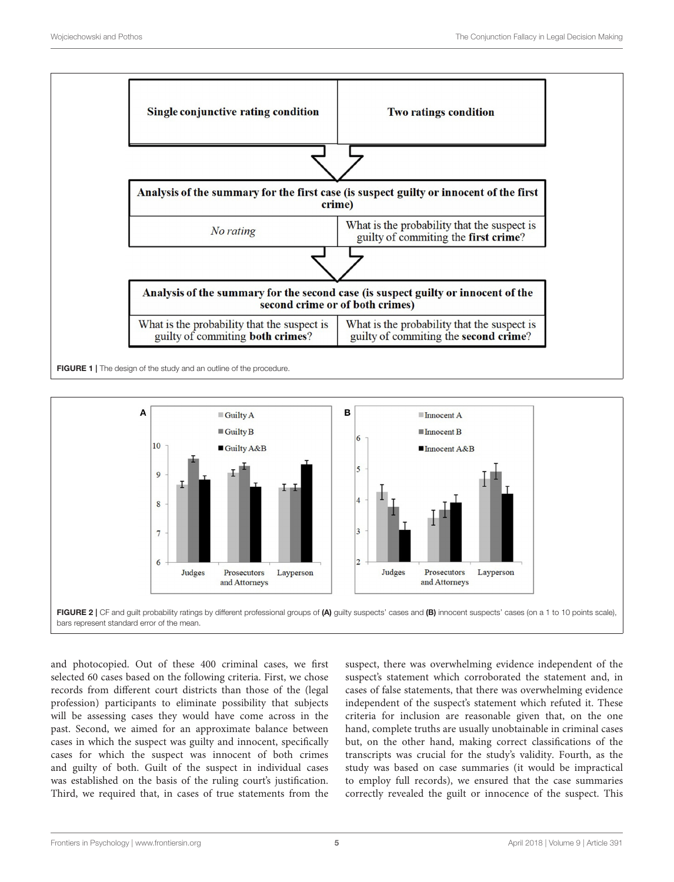| Single conjunctive rating condition | Two ratings condition |
| --- | --- |
| **Analysis of the summary for the first case (is suspect guilty or innocent of the first crime)** | |
| *No rating* | What is the probability that the suspect is guilty of commiting the **first crime**? |
| **Analysis of the summary for the second case (is suspect guilty or innocent of the second crime or of both crimes)** | |
| What is the probability that the suspect is guilty of commiting **both crimes**? | What is the probability that the suspect is guilty of commiting the **second crime**? |

**FIGURE 1 |** The design of the study and an outline of the procedure.

**FIGURE 2 |** CF and guilt probability ratings by different professional groups of **(A)** guilty suspects' cases and **(B)** innocent suspects' cases (on a 1 to 10 points scale), bars represent standard error of the mean.

and photocopied. Out of these 400 criminal cases, we first selected 60 cases based on the following criteria. First, we chose records from different court districts than those of the (legal profession) participants to eliminate possibility that subjects will be assessing cases they would have come across in the past. Second, we aimed for an approximate balance between cases in which the suspect was guilty and innocent, specifically cases for which the suspect was innocent of both crimes and guilty of both. Guilt of the suspect in individual cases was established on the basis of the ruling court's justification. Third, we required that, in cases of true statements from the suspect, there was overwhelming evidence independent of the suspect's statement which corroborated the statement and, in cases of false statements, that there was overwhelming evidence independent of the suspect's statement which refuted it. These criteria for inclusion are reasonable given that, on the one hand, complete truths are usually unobtainable in criminal cases but, on the other hand, making correct classifications of the transcripts was crucial for the study's validity. Fourth, as the study was based on case summaries (it would be impractical to employ full records), we ensured that the case summaries correctly revealed the guilt or innocence of the suspect. This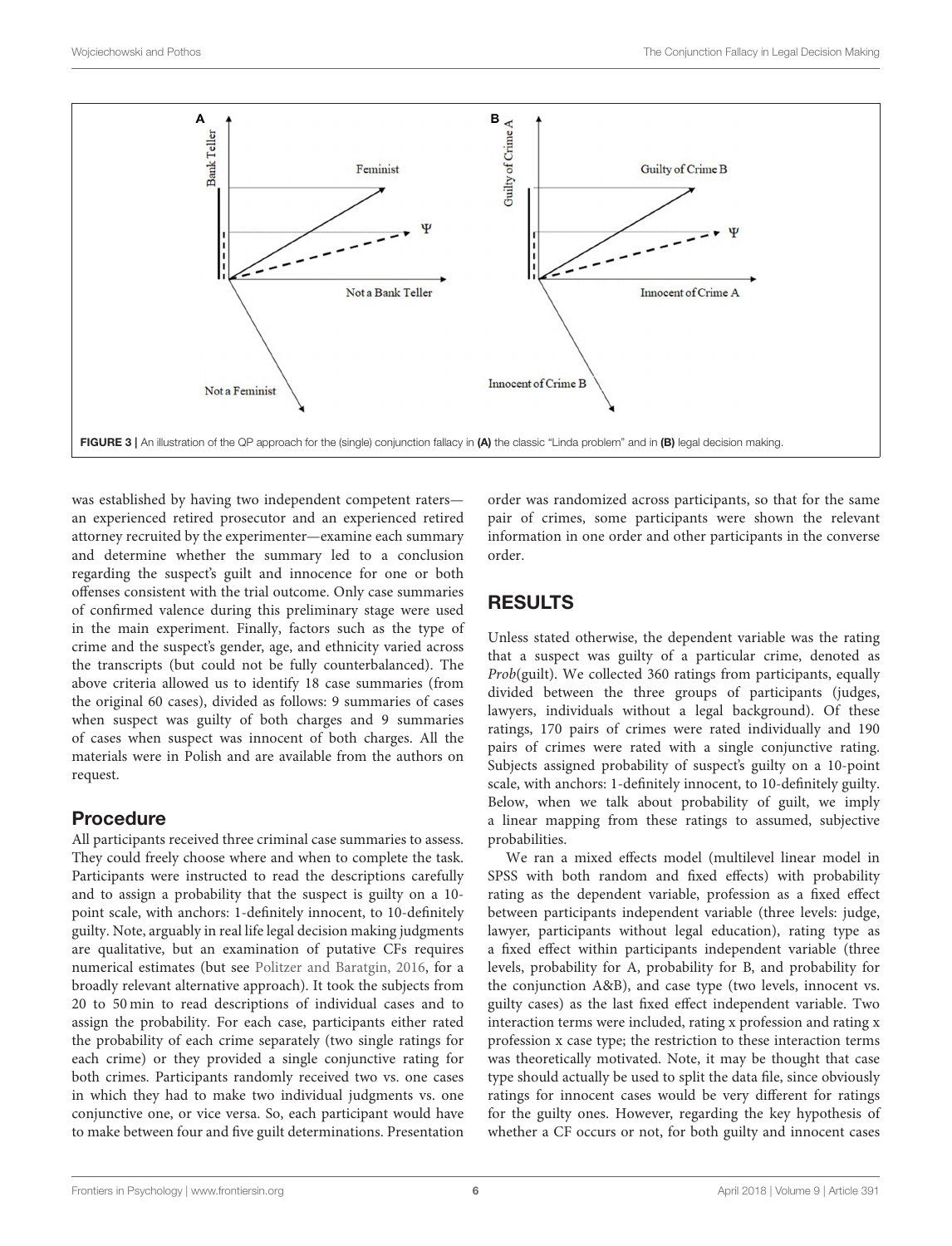FIGURE 3 | An illustration of the QP approach for the (single) conjunction fallacy in **(A)** the classic "Linda problem" and in **(B)** legal decision making.

was established by having two independent competent raters—an experienced retired prosecutor and an experienced retired attorney recruited by the experimenter—examine each summary and determine whether the summary led to a conclusion regarding the suspect's guilt and innocence for one or both offenses consistent with the trial outcome. Only case summaries of confirmed valence during this preliminary stage were used in the main experiment. Finally, factors such as the type of crime and the suspect's gender, age, and ethnicity varied across the transcripts (but could not be fully counterbalanced). The above criteria allowed us to identify 18 case summaries (from the original 60 cases), divided as follows: 9 summaries of cases when suspect was guilty of both charges and 9 summaries of cases when suspect was innocent of both charges. All the materials were in Polish and are available from the authors on request.

## Procedure

All participants received three criminal case summaries to assess. They could freely choose where and when to complete the task. Participants were instructed to read the descriptions carefully and to assign a probability that the suspect is guilty on a 10-point scale, with anchors: 1-definitely innocent, to 10-definitely guilty. Note, arguably in real life legal decision making judgments are qualitative, but an examination of putative CFs requires numerical estimates (but see Politzer and Baratgin, 2016, for a broadly relevant alternative approach). It took the subjects from 20 to 50 min to read descriptions of individual cases and to assign the probability. For each case, participants either rated the probability of each crime separately (two single ratings for each crime) or they provided a single conjunctive rating for both crimes. Participants randomly received two vs. one cases in which they had to make two individual judgments vs. one conjunctive one, or vice versa. So, each participant would have to make between four and five guilt determinations. Presentation order was randomized across participants, so that for the same pair of crimes, some participants were shown the relevant information in one order and other participants in the converse order.

# RESULTS

Unless stated otherwise, the dependent variable was the rating that a suspect was guilty of a particular crime, denoted as *Prob*(guilt). We collected 360 ratings from participants, equally divided between the three groups of participants (judges, lawyers, individuals without a legal background). Of these ratings, 170 pairs of crimes were rated individually and 190 pairs of crimes were rated with a single conjunctive rating. Subjects assigned probability of suspect's guilty on a 10-point scale, with anchors: 1-definitely innocent, to 10-definitely guilty. Below, when we talk about probability of guilt, we imply a linear mapping from these ratings to assumed, subjective probabilities.

We ran a mixed effects model (multilevel linear model in SPSS with both random and fixed effects) with probability rating as the dependent variable, profession as a fixed effect between participants independent variable (three levels: judge, lawyer, participants without legal education), rating type as a fixed effect within participants independent variable (three levels, probability for A, probability for B, and probability for the conjunction A&B), and case type (two levels, innocent vs. guilty cases) as the last fixed effect independent variable. Two interaction terms were included, rating x profession and rating x profession x case type; the restriction to these interaction terms was theoretically motivated. Note, it may be thought that case type should actually be used to split the data file, since obviously ratings for innocent cases would be very different for ratings for the guilty ones. However, regarding the key hypothesis of whether a CF occurs or not, for both guilty and innocent cases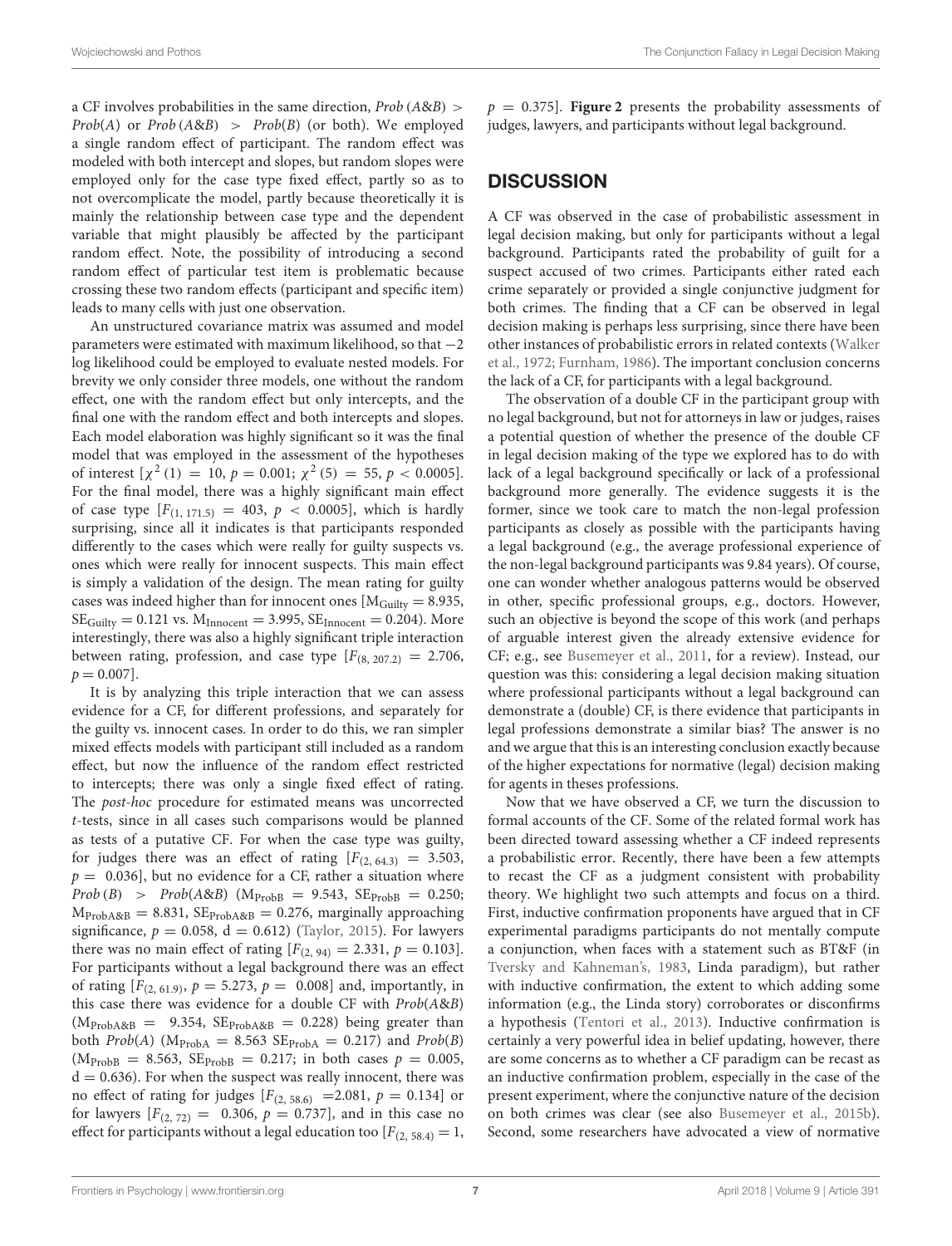a CF involves probabilities in the same direction, *Prob* ($A$&$B$) > *Prob*($A$) or *Prob* ($A$&$B$) > *Prob*($B$) (or both). We employed a single random effect of participant. The random effect was modeled with both intercept and slopes, but random slopes were employed only for the case type fixed effect, partly so as to not overcomplicate the model, partly because theoretically it is mainly the relationship between case type and the dependent variable that might plausibly be affected by the participant random effect. Note, the possibility of introducing a second random effect of particular test item is problematic because crossing these two random effects (participant and specific item) leads to many cells with just one observation.

An unstructured covariance matrix was assumed and model parameters were estimated with maximum likelihood, so that −2 log likelihood could be employed to evaluate nested models. For brevity we only consider three models, one without the random effect, one with the random effect but only intercepts, and the final one with the random effect and both intercepts and slopes. Each model elaboration was highly significant so it was the final model that was employed in the assessment of the hypotheses of interest [$\chi^2(1) = 10$, $p = 0.001$; $\chi^2(5) = 55$, $p < 0.0005$]. For the final model, there was a highly significant main effect of case type [$F_{(1, 171.5)} = 403$, $p < 0.0005$], which is hardly surprising, since all it indicates is that participants responded differently to the cases which were really for guilty suspects vs. ones which were really for innocent suspects. This main effect is simply a validation of the design. The mean rating for guilty cases was indeed higher than for innocent ones [$M_{Guilty} = 8.935$, $SE_{Guilty} = 0.121$ vs. $M_{Innocent} = 3.995$, $SE_{Innocent} = 0.204$). More interestingly, there was also a highly significant triple interaction between rating, profession, and case type [$F_{(8, 207.2)} = 2.706$, $p = 0.007$].

It is by analyzing this triple interaction that we can assess evidence for a CF, for different professions, and separately for the guilty vs. innocent cases. In order to do this, we ran simpler mixed effects models with participant still included as a random effect, but now the influence of the random effect restricted to intercepts; there was only a single fixed effect of rating. The *post-hoc* procedure for estimated means was uncorrected *t*-tests, since in all cases such comparisons would be planned as tests of a putative CF. For when the case type was guilty, for judges there was an effect of rating [$F_{(2, 64.3)} = 3.503$, $p = 0.036$], but no evidence for a CF, rather a situation where *Prob* ($B$) > *Prob*($A$&$B$) ($M_{ProbB} = 9.543$, $SE_{ProbB} = 0.250$; $M_{ProbA\&B} = 8.831$, $SE_{ProbA\&B} = 0.276$, marginally approaching significance, $p = 0.058$, d = 0.612) (Taylor, 2015). For lawyers there was no main effect of rating [$F_{(2, 94)} = 2.331$, $p = 0.103$]. For participants without a legal background there was an effect of rating [$F_{(2, 61.9)}$, $p = 5.273$, $p = 0.008$] and, importantly, in this case there was evidence for a double CF with *Prob*($A$&$B$) ($M_{ProbA\&B} = 9.354$, $SE_{ProbA\&B} = 0.228$) being greater than both *Prob*($A$) ($M_{ProbA} = 8.563$ $SE_{ProbA} = 0.217$) and *Prob*($B$) ($M_{ProbB} = 8.563$, $SE_{ProbB} = 0.217$; in both cases $p = 0.005$, d = 0.636). For when the suspect was really innocent, there was no effect of rating for judges [$F_{(2, 58.6)} = 2.081$, $p = 0.134$] or for lawyers [$F_{(2, 72)} = 0.306$, $p = 0.737$], and in this case no effect for participants without a legal education too [$F_{(2, 58.4)} = 1$, $p = 0.375$]. **Figure 2** presents the probability assessments of judges, lawyers, and participants without legal background.

## DISCUSSION

A CF was observed in the case of probabilistic assessment in legal decision making, but only for participants without a legal background. Participants rated the probability of guilt for a suspect accused of two crimes. Participants either rated each crime separately or provided a single conjunctive judgment for both crimes. The finding that a CF can be observed in legal decision making is perhaps less surprising, since there have been other instances of probabilistic errors in related contexts (Walker et al., 1972; Furnham, 1986). The important conclusion concerns the lack of a CF, for participants with a legal background.

The observation of a double CF in the participant group with no legal background, but not for attorneys in law or judges, raises a potential question of whether the presence of the double CF in legal decision making of the type we explored has to do with lack of a legal background specifically or lack of a professional background more generally. The evidence suggests it is the former, since we took care to match the non-legal profession participants as closely as possible with the participants having a legal background (e.g., the average professional experience of the non-legal background participants was 9.84 years). Of course, one can wonder whether analogous patterns would be observed in other, specific professional groups, e.g., doctors. However, such an objective is beyond the scope of this work (and perhaps of arguable interest given the already extensive evidence for CF; e.g., see Busemeyer et al., 2011, for a review). Instead, our question was this: considering a legal decision making situation where professional participants without a legal background can demonstrate a (double) CF, is there evidence that participants in legal professions demonstrate a similar bias? The answer is no and we argue that this is an interesting conclusion exactly because of the higher expectations for normative (legal) decision making for agents in theses professions.

Now that we have observed a CF, we turn the discussion to formal accounts of the CF. Some of the related formal work has been directed toward assessing whether a CF indeed represents a probabilistic error. Recently, there have been a few attempts to recast the CF as a judgment consistent with probability theory. We highlight two such attempts and focus on a third. First, inductive confirmation proponents have argued that in CF experimental paradigms participants do not mentally compute a conjunction, when faces with a statement such as BT&F (in Tversky and Kahneman's, 1983, Linda paradigm), but rather with inductive confirmation, the extent to which adding some information (e.g., the Linda story) corroborates or disconfirms a hypothesis (Tentori et al., 2013). Inductive confirmation is certainly a very powerful idea in belief updating, however, there are some concerns as to whether a CF paradigm can be recast as an inductive confirmation problem, especially in the case of the present experiment, where the conjunctive nature of the decision on both crimes was clear (see also Busemeyer et al., 2015b). Second, some researchers have advocated a view of normative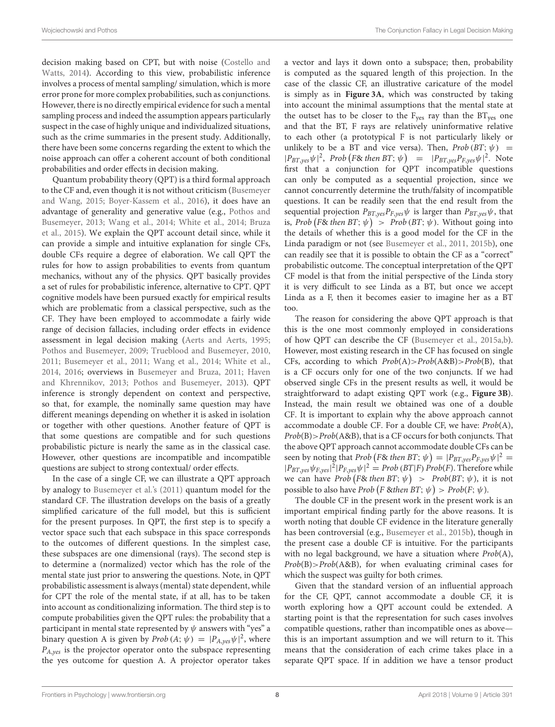decision making based on CPT, but with noise (Costello and Watts, 2014). According to this view, probabilistic inference involves a process of mental sampling/ simulation, which is more error prone for more complex probabilities, such as conjunctions. However, there is no directly empirical evidence for such a mental sampling process and indeed the assumption appears particularly suspect in the case of highly unique and individualized situations, such as the crime summaries in the present study. Additionally, there have been some concerns regarding the extent to which the noise approach can offer a coherent account of both conditional probabilities and order effects in decision making.

Quantum probability theory (QPT) is a third formal approach to the CF and, even though it is not without criticism (Busemeyer and Wang, 2015; Boyer-Kassem et al., 2016), it does have an advantage of generality and generative value (e.g., Pothos and Busemeyer, 2013; Wang et al., 2014; White et al., 2014; Bruza et al., 2015). We explain the QPT account detail since, while it can provide a simple and intuitive explanation for single CFs, double CFs require a degree of elaboration. We call QPT the rules for how to assign probabilities to events from quantum mechanics, without any of the physics. QPT basically provides a set of rules for probabilistic inference, alternative to CPT. QPT cognitive models have been pursued exactly for empirical results which are problematic from a classical perspective, such as the CF. They have been employed to accommodate a fairly wide range of decision fallacies, including order effects in evidence assessment in legal decision making (Aerts and Aerts, 1995; Pothos and Busemeyer, 2009; Trueblood and Busemeyer, 2010, 2011; Busemeyer et al., 2011; Wang et al., 2014; White et al., 2014, 2016; overviews in Busemeyer and Bruza, 2011; Haven and Khrennikov, 2013; Pothos and Busemeyer, 2013). QPT inference is strongly dependent on context and perspective, so that, for example, the nominally same question may have different meanings depending on whether it is asked in isolation or together with other questions. Another feature of QPT is that some questions are compatible and for such questions probabilistic picture is nearly the same as in the classical case. However, other questions are incompatible and incompatible questions are subject to strong contextual/ order effects.

In the case of a single CF, we can illustrate a QPT approach by analogy to Busemeyer et al.'s (2011) quantum model for the standard CF. The illustration develops on the basis of a greatly simplified caricature of the full model, but this is sufficient for the present purposes. In QPT, the first step is to specify a vector space such that each subspace in this space corresponds to the outcomes of different questions. In the simplest case, these subspaces are one dimensional (rays). The second step is to determine a (normalized) vector which has the role of the mental state just prior to answering the questions. Note, in QPT probabilistic assessment is always (mental) state dependent, while for CPT the role of the mental state, if at all, has to be taken into account as conditionalizing information. The third step is to compute probabilities given the QPT rules: the probability that a participant in mental state represented by $\psi$ answers with "yes" a binary question A is given by $Prob\,(A;\,\psi) = |P_{A,yes}\psi|^2$, where $P_{A,yes}$ is the projector operator onto the subspace representing the yes outcome for question A. A projector operator takes a vector and lays it down onto a subspace; then, probability is computed as the squared length of this projection. In the case of the classic CF, an illustrative caricature of the model is simply as in **Figure 3A**, which was constructed by taking into account the minimal assumptions that the mental state at the outset has to be closer to the $F_{yes}$ ray than the $BT_{yes}$ one and that the BT, F rays are relatively uninformative relative to each other (a prototypical F is not particularly likely or unlikely to be a BT and vice versa). Then, $Prob\,(BT;\,\psi) = |P_{BT,yes}\psi|^2$, $Prob\,(F\&\ then\ BT;\,\psi) = |P_{BT,yes}P_{F,yes}\psi|^2$. Note first that a conjunction for QPT incompatible questions can only be computed as a sequential projection, since we cannot concurrently determine the truth/falsity of incompatible questions. It can be readily seen that the end result from the sequential projection $P_{BT,yes}P_{F,yes}\psi$ is larger than $P_{BT,yes}\psi$, that is, $Prob\,(F\&\ then\ BT;\,\psi) > Prob\,(BT;\,\psi)$. Without going into the details of whether this is a good model for the CF in the Linda paradigm or not (see Busemeyer et al., 2011, 2015b), one can readily see that it is possible to obtain the CF as a "correct" probabilistic outcome. The conceptual interpretation of the QPT CF model is that from the initial perspective of the Linda story it is very difficult to see Linda as a BT, but once we accept Linda as a F, then it becomes easier to imagine her as a BT too.

The reason for considering the above QPT approach is that this is the one most commonly employed in considerations of how QPT can describe the CF (Busemeyer et al., 2015a,b). However, most existing research in the CF has focused on single CFs, according to which $Prob(A) > Prob(A\&B) > Prob(B)$, that is a CF occurs only for one of the two conjuncts. If we had observed single CFs in the present results as well, it would be straightforward to adapt existing QPT work (e.g., **Figure 3B**). Instead, the main result we obtained was one of a double CF. It is important to explain why the above approach cannot accommodate a double CF. For a double CF, we have: $Prob(A)$, $Prob(B) > Prob(A\&B)$, that is a CF occurs for both conjuncts. That the above QPT approach cannot accommodate double CFs can be seen by noting that $Prob\,(F\&\ then\ BT;\,\psi) = |P_{BT,yes}P_{F,yes}\psi|^2 = |P_{BT,yes}\psi_{F,yes}|^2|P_{F,yes}\psi|^2 = Prob\,(BT|F)\,Prob(F)$. Therefore while we can have $Prob\,(F\&\ then\ BT;\,\psi) > Prob(BT;\,\psi)$, it is not possible to also have $Prob\,(F\ \&then\ BT;\,\psi) > Prob(F;\,\psi)$.

The double CF in the present work in the present work is an important empirical finding partly for the above reasons. It is worth noting that double CF evidence in the literature generally has been controversial (e.g., Busemeyer et al., 2015b), though in the present case a double CF is intuitive. For the participants with no legal background, we have a situation where $Prob(A)$, $Prob(B) > Prob(A\&B)$, for when evaluating criminal cases for which the suspect was guilty for both crimes.

Given that the standard version of an influential approach for the CF, QPT, cannot accommodate a double CF, it is worth exploring how a QPT account could be extended. A starting point is that the representation for such cases involves compatible questions, rather than incompatible ones as above—this is an important assumption and we will return to it. This means that the consideration of each crime takes place in a separate QPT space. If in addition we have a tensor product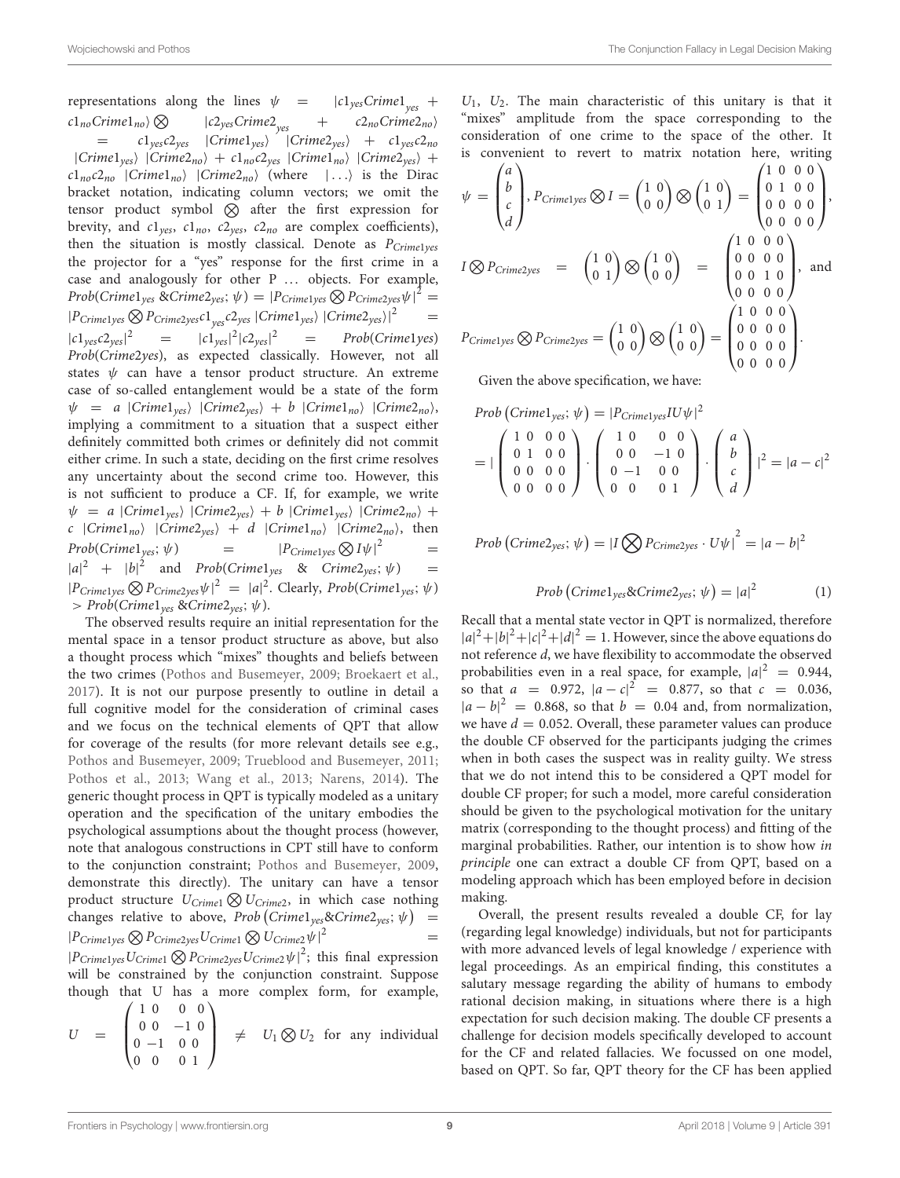representations along the lines $\psi = |c1_{yes}Crime1_{yes} + c1_{no}Crime1_{no}\rangle \otimes |c2_{yes}Crime2_{yes} + c2_{no}Crime2_{no}\rangle = c1_{yes}c2_{yes}\ |Crime1_{yes}\rangle\ |Crime2_{yes}\rangle + c1_{yes}c2_{no}\ |Crime1_{yes}\rangle\ |Crime2_{no}\rangle + c1_{no}c2_{yes}\ |Crime1_{no}\rangle\ |Crime2_{yes}\rangle + c1_{no}c2_{no}\ |Crime1_{no}\rangle\ |Crime2_{no}\rangle$ (where $|\ldots\rangle$ is the Dirac bracket notation, indicating column vectors; we omit the tensor product symbol $\otimes$ after the first expression for brevity, and $c1_{yes}$, $c1_{no}$, $c2_{yes}$, $c2_{no}$ are complex coefficients), then the situation is mostly classical. Denote as $P_{Crime1yes}$ the projector for a "yes" response for the first crime in a case and analogously for other P … objects. For example, $Prob(Crime1_{yes}\ \&Crime2_{yes}; \psi) = |P_{Crime1yes} \otimes P_{Crime2yes}\psi|^2 = |P_{Crime1yes} \otimes P_{Crime2yes}c1_{yes}c2_{yes}\ |Crime1_{yes}\rangle\ |Crime2_{yes}\rangle|^2 = |c1_{yes}c2_{yes}|^2 = |c1_{yes}|^2|c2_{yes}|^2 = Prob(Crime1yes)\ Prob(Crime2yes)$, as expected classically. However, not all states $\psi$ can have a tensor product structure. An extreme case of so-called entanglement would be a state of the form $\psi = a\ |Crime1_{yes}\rangle\ |Crime2_{yes}\rangle + b\ |Crime1_{no}\rangle\ |Crime2_{no}\rangle$, implying a commitment to a situation that a suspect either definitely committed both crimes or definitely did not commit either crime. In such a state, deciding on the first crime resolves any uncertainty about the second crime too. However, this is not sufficient to produce a CF. If, for example, we write $\psi = a\ |Crime1_{yes}\rangle\ |Crime2_{yes}\rangle + b\ |Crime1_{yes}\rangle\ |Crime2_{no}\rangle + c\ |Crime1_{no}\rangle\ |Crime2_{yes}\rangle + d\ |Crime1_{no}\rangle\ |Crime2_{no}\rangle$, then $Prob(Crime1_{yes}; \psi) = |P_{Crime1yes} \otimes I\psi|^2 = |a|^2 + |b|^2$ and $Prob(Crime1_{yes}\ \&\ Crime2_{yes}; \psi) = |P_{Crime1yes} \otimes P_{Crime2yes}\psi|^2 = |a|^2$. Clearly, $Prob(Crime1_{yes}; \psi) > Prob(Crime1_{yes}\ \&Crime2_{yes}; \psi)$.

The observed results require an initial representation for the mental space in a tensor product structure as above, but also a thought process which "mixes" thoughts and beliefs between the two crimes (Pothos and Busemeyer, 2009; Broekaert et al., 2017). It is not our purpose presently to outline in detail a full cognitive model for the consideration of criminal cases and we focus on the technical elements of QPT that allow for coverage of the results (for more relevant details see e.g., Pothos and Busemeyer, 2009; Trueblood and Busemeyer, 2011; Pothos et al., 2013; Wang et al., 2013; Narens, 2014). The generic thought process in QPT is typically modeled as a unitary operation and the specification of the unitary embodies the psychological assumptions about the thought process (however, note that analogous constructions in CPT still have to conform to the conjunction constraint; Pothos and Busemeyer, 2009, demonstrate this directly). The unitary can have a tensor product structure $U_{Crime1} \otimes U_{Crime2}$, in which case nothing changes relative to above, $Prob\left(Crime1_{yes}\&Crime2_{yes}; \psi\right) = |P_{Crime1yes} \otimes P_{Crime2yes}U_{Crime1} \otimes U_{Crime2}\psi|^2 = |P_{Crime1yes}U_{Crime1} \otimes P_{Crime2yes}U_{Crime2}\psi|^2$; this final expression will be constrained by the conjunction constraint. Suppose though that U has a more complex form, for example,

$$U = \begin{pmatrix} 1 & 0 & 0 & 0 \\ 0 & 0 & -1 & 0 \\ 0 & -1 & 0 & 0 \\ 0 & 0 & 0 & 1 \end{pmatrix} \neq U_1 \otimes U_2$$

for any individual $U_1$, $U_2$. The main characteristic of this unitary is that it "mixes" amplitude from the space corresponding to the consideration of one crime to the space of the other. It is convenient to revert to matrix notation here, writing

$$\psi = \begin{pmatrix} a \\ b \\ c \\ d \end{pmatrix}, P_{Crime1yes} \otimes I = \begin{pmatrix} 1 & 0 \\ 0 & 0 \end{pmatrix} \otimes \begin{pmatrix} 1 & 0 \\ 0 & 1 \end{pmatrix} = \begin{pmatrix} 1 & 0 & 0 & 0 \\ 0 & 1 & 0 & 0 \\ 0 & 0 & 0 & 0 \\ 0 & 0 & 0 & 0 \end{pmatrix},$$

$$I \otimes P_{Crime2yes} = \begin{pmatrix} 1 & 0 \\ 0 & 1 \end{pmatrix} \otimes \begin{pmatrix} 1 & 0 \\ 0 & 0 \end{pmatrix} = \begin{pmatrix} 1 & 0 & 0 & 0 \\ 0 & 0 & 0 & 0 \\ 0 & 0 & 1 & 0 \\ 0 & 0 & 0 & 0 \end{pmatrix}, \text{ and}$$

$$P_{Crime1yes} \otimes P_{Crime2yes} = \begin{pmatrix} 1 & 0 \\ 0 & 0 \end{pmatrix} \otimes \begin{pmatrix} 1 & 0 \\ 0 & 0 \end{pmatrix} = \begin{pmatrix} 1 & 0 & 0 & 0 \\ 0 & 0 & 0 & 0 \\ 0 & 0 & 0 & 0 \\ 0 & 0 & 0 & 0 \end{pmatrix}.$$

Given the above specification, we have:

$$Prob\left(Crime1_{yes}; \psi\right) = |P_{Crime1yes}IU\psi|^2$$

$$= \left| \begin{pmatrix} 1 & 0 & 0 & 0 \\ 0 & 1 & 0 & 0 \\ 0 & 0 & 0 & 0 \\ 0 & 0 & 0 & 0 \end{pmatrix} \cdot \begin{pmatrix} 1 & 0 & 0 & 0 \\ 0 & 0 & -1 & 0 \\ 0 & -1 & 0 & 0 \\ 0 & 0 & 0 & 1 \end{pmatrix} \cdot \begin{pmatrix} a \\ b \\ c \\ d \end{pmatrix} \right|^2 = |a - c|^2$$

$$Prob\left(Crime2_{yes}; \psi\right) = \left|I \otimes P_{Crime2yes} \cdot U\psi\right|^2 = |a - b|^2$$

$$Prob\left(Crime1_{yes}\&Crime2_{yes}; \psi\right) = |a|^2 \quad (1)$$

Recall that a mental state vector in QPT is normalized, therefore $|a|^2+|b|^2+|c|^2+|d|^2 = 1$. However, since the above equations do not reference $d$, we have flexibility to accommodate the observed probabilities even in a real space, for example, $|a|^2 = 0.944$, so that $a = 0.972$, $|a - c|^2 = 0.877$, so that $c = 0.036$, $|a - b|^2 = 0.868$, so that $b = 0.04$ and, from normalization, we have $d = 0.052$. Overall, these parameter values can produce the double CF observed for the participants judging the crimes when in both cases the suspect was in reality guilty. We stress that we do not intend this to be considered a QPT model for double CF proper; for such a model, more careful consideration should be given to the psychological motivation for the unitary matrix (corresponding to the thought process) and fitting of the marginal probabilities. Rather, our intention is to show how *in principle* one can extract a double CF from QPT, based on a modeling approach which has been employed before in decision making.

Overall, the present results revealed a double CF, for lay (regarding legal knowledge) individuals, but not for participants with more advanced levels of legal knowledge / experience with legal proceedings. As an empirical finding, this constitutes a salutary message regarding the ability of humans to embody rational decision making, in situations where there is a high expectation for such decision making. The double CF presents a challenge for decision models specifically developed to account for the CF and related fallacies. We focussed on one model, based on QPT. So far, QPT theory for the CF has been applied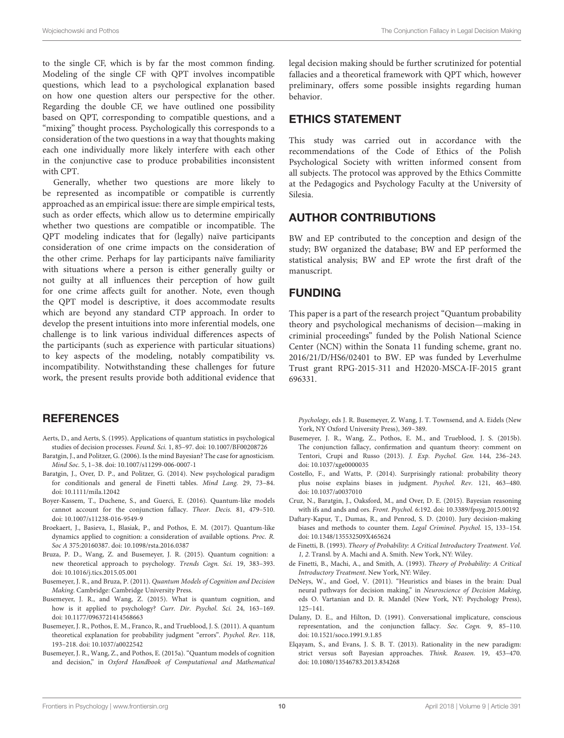to the single CF, which is by far the most common finding. Modeling of the single CF with QPT involves incompatible questions, which lead to a psychological explanation based on how one question alters our perspective for the other. Regarding the double CF, we have outlined one possibility based on QPT, corresponding to compatible questions, and a "mixing" thought process. Psychologically this corresponds to a consideration of the two questions in a way that thoughts making each one individually more likely interfere with each other in the conjunctive case to produce probabilities inconsistent with CPT.

Generally, whether two questions are more likely to be represented as incompatible or compatible is currently approached as an empirical issue: there are simple empirical tests, such as order effects, which allow us to determine empirically whether two questions are compatible or incompatible. The QPT modeling indicates that for (legally) naïve participants consideration of one crime impacts on the consideration of the other crime. Perhaps for lay participants naïve familiarity with situations where a person is either generally guilty or not guilty at all influences their perception of how guilt for one crime affects guilt for another. Note, even though the QPT model is descriptive, it does accommodate results which are beyond any standard CTP approach. In order to develop the present intuitions into more inferential models, one challenge is to link various individual differences aspects of the participants (such as experience with particular situations) to key aspects of the modeling, notably compatibility vs. incompatibility. Notwithstanding these challenges for future work, the present results provide both additional evidence that legal decision making should be further scrutinized for potential fallacies and a theoretical framework with QPT which, however preliminary, offers some possible insights regarding human behavior.

## ETHICS STATEMENT

This study was carried out in accordance with the recommendations of the Code of Ethics of the Polish Psychological Society with written informed consent from all subjects. The protocol was approved by the Ethics Committe at the Pedagogics and Psychology Faculty at the University of Silesia.

## AUTHOR CONTRIBUTIONS

BW and EP contributed to the conception and design of the study; BW organized the database; BW and EP performed the statistical analysis; BW and EP wrote the first draft of the manuscript.

## FUNDING

This paper is a part of the research project "Quantum probability theory and psychological mechanisms of decision—making in criminial proceedings" funded by the Polish National Science Center (NCN) within the Sonata 11 funding scheme, grant no. 2016/21/D/HS6/02401 to BW. EP was funded by Leverhulme Trust grant RPG-2015-311 and H2020-MSCA-IF-2015 grant 696331.

## REFERENCES

Aerts, D., and Aerts, S. (1995). Applications of quantum statistics in psychological studies of decision processes. *Found. Sci.* 1, 85–97. doi: 10.1007/BF00208726

Baratgin, J., and Politzer, G. (2006). Is the mind Bayesian? The case for agnosticism. *Mind Soc.* 5, 1–38. doi: 10.1007/s11299-006-0007-1

Baratgin, J., Over, D. P., and Politzer, G. (2014). New psychological paradigm for conditionals and general de Finetti tables. *Mind Lang.* 29, 73–84. doi: 10.1111/mila.12042

Boyer-Kassem, T., Duchene, S., and Guerci, E. (2016). Quantum-like models cannot account for the conjunction fallacy. *Theor. Decis.* 81, 479–510. doi: 10.1007/s11238-016-9549-9

Broekaert, J., Basieva, I., Blasiak, P., and Pothos, E. M. (2017). Quantum-like dynamics applied to cognition: a consideration of available options. *Proc. R. Soc A* 375:20160387. doi: 10.1098/rsta.2016.0387

Bruza, P. D., Wang, Z. and Busemeyer, J. R. (2015). Quantum cognition: a new theoretical approach to psychology. *Trends Cogn. Sci.* 19, 383–393. doi: 10.1016/j.tics.2015.05.001

Busemeyer, J. R., and Bruza, P. (2011). *Quantum Models of Cognition and Decision Making*. Cambridge: Cambridge University Press.

Busemeyer, J. R., and Wang, Z. (2015). What is quantum cognition, and how is it applied to psychology? *Curr. Dir. Psychol. Sci.* 24, 163–169. doi: 10.1177/0963721414568663

Busemeyer, J. R., Pothos, E. M., Franco, R., and Trueblood, J. S. (2011). A quantum theoretical explanation for probability judgment "errors". *Psychol. Rev.* 118, 193–218. doi: 10.1037/a0022542

Busemeyer, J. R., Wang, Z., and Pothos, E. (2015a). "Quantum models of cognition and decision," in *Oxford Handbook of Computational and Mathematical Psychology*, eds J. R. Busemeyer, Z. Wang, J. T. Townsend, and A. Eidels (New York, NY Oxford University Press), 369–389.

Busemeyer, J. R., Wang, Z., Pothos, E. M., and Trueblood, J. S. (2015b). The conjunction fallacy, confirmation and quantum theory: comment on Tentori, Crupi and Russo (2013). *J. Exp. Psychol. Gen.* 144, 236–243. doi: 10.1037/xge0000035

Costello, F., and Watts, P. (2014). Surprisingly rational: probability theory plus noise explains biases in judgment. *Psychol. Rev.* 121, 463–480. doi: 10.1037/a0037010

Cruz, N., Baratgin, J., Oaksford, M., and Over, D. E. (2015). Bayesian reasoning with ifs and ands and ors. *Front. Psychol.* 6:192. doi: 10.3389/fpsyg.2015.00192

Daftary-Kapur, T., Dumas, R., and Penrod, S. D. (2010). Jury decision-making biases and methods to counter them. *Legal Criminol. Psychol.* 15, 133–154. doi: 10.1348/135532509X465624

de Finetti, B. (1993). *Theory of Probability: A Critical Introductory Treatment. Vol. 1, 2.* Transl. by A. Machi and A. Smith. New York, NY: Wiley.

de Finetti, B., Machi, A., and Smith, A. (1993). *Theory of Probability: A Critical Introductory Treatment*. New York, NY: Wiley.

DeNeys, W., and Goel, V. (2011). "Heuristics and biases in the brain: Dual neural pathways for decision making," in *Neuroscience of Decision Making*, eds O. Vartanian and D. R. Mandel (New York, NY: Psychology Press), 125–141.

Dulany, D. E., and Hilton, D. (1991). Conversational implicature, conscious representation, and the conjunction fallacy. *Soc. Cogn.* 9, 85–110. doi: 10.1521/soco.1991.9.1.85

Elqayam, S., and Evans, J. S. B. T. (2013). Rationality in the new paradigm: strict versus soft Bayesian approaches. *Think. Reason.* 19, 453–470. doi: 10.1080/13546783.2013.834268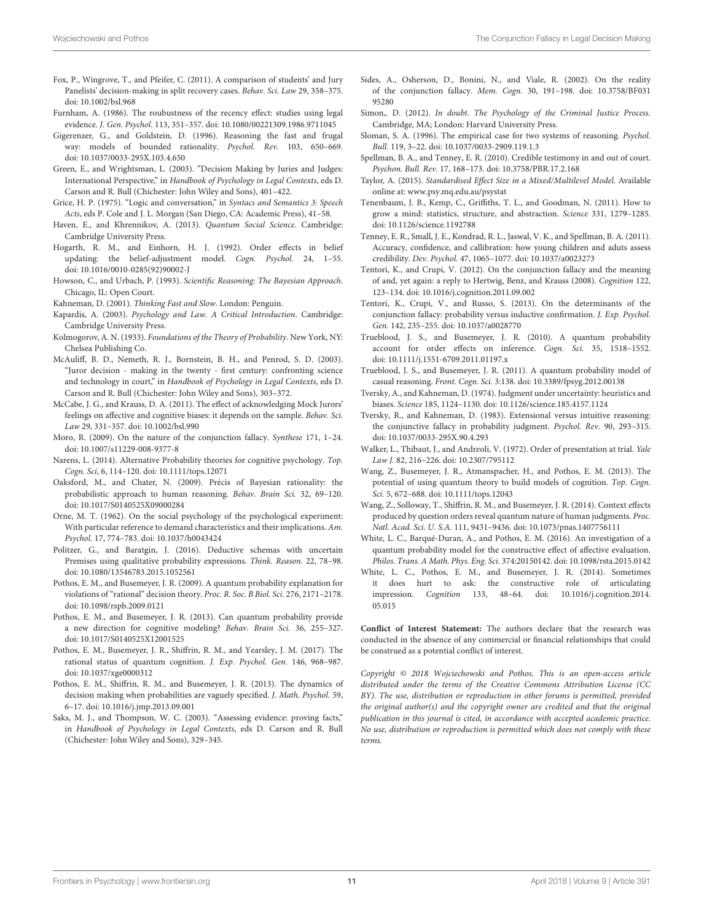Fox, P., Wingrove, T., and Pfeifer, C. (2011). A comparison of students' and Jury Panelists' decision-making in split recovery cases. *Behav. Sci. Law* 29, 358–375. doi: 10.1002/bsl.968

Furnham, A. (1986). The roubustness of the recency effect: studies using legal evidence. *J. Gen. Psychol.* 113, 351–357. doi: 10.1080/00221309.1986.9711045

Gigerenzer, G., and Goldstein, D. (1996). Reasoning the fast and frugal way: models of bounded rationality. *Psychol. Rev.* 103, 650–669. doi: 10.1037/0033-295X.103.4.650

Green, E., and Wrightsman, L. (2003). "Decision Making by Juries and Judges: International Perspective," in *Handbook of Psychology in Legal Contexts*, eds D. Carson and R. Bull (Chichester: John Wiley and Sons), 401–422.

Grice, H. P. (1975). "Logic and conversation," in *Syntacs and Semantics 3: Speech Acts*, eds P. Cole and J. L. Morgan (San Diego, CA: Academic Press), 41–58.

Haven, E., and Khrennikov, A. (2013). *Quantum Social Science*. Cambridge: Cambridge University Press.

Hogarth, R. M., and Einhorn, H. J. (1992). Order effects in belief updating: the belief-adjustment model. *Cogn. Psychol.* 24, 1–55. doi: 10.1016/0010-0285(92)90002-J

Howson, C., and Urbach, P. (1993). *Scientific Reasoning: The Bayesian Approach*. Chicago, IL: Open Court.

Kahneman, D. (2001). *Thinking Fast and Slow*. London: Penguin.

Kapardis, A. (2003). *Psychology and Law. A Critical Introduction*. Cambridge: Cambridge University Press.

Kolmogorov, A. N. (1933). *Foundations of the Theory of Probability*. New York, NY: Chelsea Publishing Co.

McAuliff, B. D., Nemeth, R. J., Bornstein, B. H., and Penrod, S. D. (2003). "Juror decision - making in the twenty - first century: confronting science and technology in court," in *Handbook of Psychology in Legal Contexts*, eds D. Carson and R. Bull (Chichester: John Wiley and Sons), 303–372.

McCabe, J. G., and Krauss, D. A. (2011). The effect of acknowledging Mock Jurors' feelings on affective and cognitive biases: it depends on the sample. *Behav. Sci. Law* 29, 331–357. doi: 10.1002/bsl.990

Moro, R. (2009). On the nature of the conjunction fallacy. *Synthese* 171, 1–24. doi: 10.1007/s11229-008-9377-8

Narens, L. (2014). Alternative Probability theories for cognitive psychology. *Top. Cogn. Sci*, 6, 114–120. doi: 10.1111/tops.12071

Oaksford, M., and Chater, N. (2009). Précis of Bayesian rationality: the probabilistic approach to human reasoning. *Behav. Brain Sci.* 32, 69–120. doi: 10.1017/S0140525X09000284

Orne, M. T. (1962). On the social psychology of the psychological experiment: With particular reference to demand characteristics and their implications. *Am. Psychol.* 17, 774–783. doi: 10.1037/h0043424

Politzer, G., and Baratgin, J. (2016). Deductive schemas with uncertain Premises using qualitative probability expressions. *Think. Reason.* 22, 78–98. doi: 10.1080/13546783.2015.1052561

Pothos, E. M., and Busemeyer, J. R. (2009). A quantum probability explanation for violations of "rational" decision theory. *Proc. R. Soc. B Biol. Sci.* 276, 2171–2178. doi: 10.1098/rspb.2009.0121

Pothos, E. M., and Busemeyer, J. R. (2013). Can quantum probability provide a new direction for cognitive modeling? *Behav. Brain Sci.* 36, 255–327. doi: 10.1017/S0140525X12001525

Pothos, E. M., Busemeyer, J. R., Shiffrin, R. M., and Yearsley, J. M. (2017). The rational status of quantum cognition. *J. Exp. Psychol. Gen.* 146, 968–987. doi: 10.1037/xge0000312

Pothos, E. M., Shiffrin, R. M., and Busemeyer, J. R. (2013). The dynamics of decision making when probabilities are vaguely specified. *J. Math. Psychol.* 59, 6–17. doi: 10.1016/j.jmp.2013.09.001

Saks, M. J., and Thompson, W. C. (2003). "Assessing evidence: proving facts," in *Handbook of Psychology in Legal Contexts*, eds D. Carson and R. Bull (Chichester: John Wiley and Sons), 329–345.

Sides, A., Osherson, D., Bonini, N., and Viale, R. (2002). On the reality of the conjunction fallacy. *Mem. Cogn.* 30, 191–198. doi: 10.3758/BF03195280

Simon,. D. (2012). *In doubt. The Psychology of the Criminal Justice Process.* Cambridge, MA; London: Harvard University Press.

Sloman, S. A. (1996). The empirical case for two systems of reasoning. *Psychol. Bull.* 119, 3–22. doi: 10.1037/0033-2909.119.1.3

Spellman, B. A., and Tenney, E. R. (2010). Credible testimony in and out of court. *Psychon. Bull. Rev.* 17, 168–173. doi: 10.3758/PBR.17.2.168

Taylor, A. (2015). *Standardised Effect Size in a Mixed/Multilevel Model*. Available online at: www.psy.mq.edu.au/psystat

Tenenbaum, J. B., Kemp, C., Griffiths, T. L., and Goodman, N. (2011). How to grow a mind: statistics, structure, and abstraction. *Science* 331, 1279–1285. doi: 10.1126/science.1192788

Tenney, E. R., Small, J. E., Kondrad, R. L., Jaswal, V. K., and Spellman, B. A. (2011). Accuracy, confidence, and callibration: how young children and aduts assess credibility. *Dev. Psychol.* 47, 1065–1077. doi: 10.1037/a0023273

Tentori, K., and Crupi, V. (2012). On the conjunction fallacy and the meaning of and, yet again: a reply to Hertwig, Benz, and Krauss (2008). *Cognition* 122, 123–134. doi: 10.1016/j.cognition.2011.09.002

Tentori, K., Crupi, V., and Russo, S. (2013). On the determinants of the conjunction fallacy: probability versus inductive confirmation. *J. Exp. Psychol. Gen.* 142, 235–255. doi: 10.1037/a0028770

Trueblood, J. S., and Busemeyer, J. R. (2010). A quantum probability account for order effects on inference. *Cogn. Sci.* 35, 1518–1552. doi: 10.1111/j.1551-6709.2011.01197.x

Trueblood, J. S., and Busemeyer, J. R. (2011). A quantum probability model of casual reasoning. *Front. Cogn. Sci.* 3:138. doi: 10.3389/fpsyg.2012.00138

Tversky, A., and Kahneman, D. (1974). Judgment under uncertainty: heuristics and biases. *Science* 185, 1124–1130. doi: 10.1126/science.185.4157.1124

Tversky, R., and Kahneman, D. (1983). Extensional versus intuitive reasoning: the conjunctive fallacy in probability judgment. *Psychol. Rev.* 90, 293–315. doi: 10.1037/0033-295X.90.4.293

Walker, L., Thibaut, J., and Andreoli, V. (1972). Order of presentation at trial. *Yale Law J.* 82, 216–226. doi: 10.2307/795112

Wang, Z., Busemeyer, J. R., Atmanspacher, H., and Pothos, E. M. (2013). The potential of using quantum theory to build models of cognition. *Top. Cogn. Sci.* 5, 672–688. doi: 10.1111/tops.12043

Wang, Z., Solloway, T., Shiffrin, R. M., and Busemeyer, J. R. (2014). Context effects produced by question orders reveal quantum nature of human judgments. *Proc. Natl. Acad. Sci. U. S.A.* 111, 9431–9436. doi: 10.1073/pnas.1407756111

White, L. C., Barqué-Duran, A., and Pothos, E. M. (2016). An investigation of a quantum probability model for the constructive effect of affective evaluation. *Philos. Trans. A Math. Phys. Eng. Sci.* 374:20150142. doi: 10.1098/rsta.2015.0142

White, L. C., Pothos, E. M., and Busemeyer, J. R. (2014). Sometimes it does hurt to ask: the constructive role of articulating impression. *Cognition* 133, 48–64. doi: 10.1016/j.cognition.2014.05.015

**Conflict of Interest Statement:** The authors declare that the research was conducted in the absence of any commercial or financial relationships that could be construed as a potential conflict of interest.

*Copyright © 2018 Wojciechowski and Pothos. This is an open-access article distributed under the terms of the Creative Commons Attribution License (CC BY). The use, distribution or reproduction in other forums is permitted, provided the original author(s) and the copyright owner are credited and that the original publication in this journal is cited, in accordance with accepted academic practice. No use, distribution or reproduction is permitted which does not comply with these terms.*